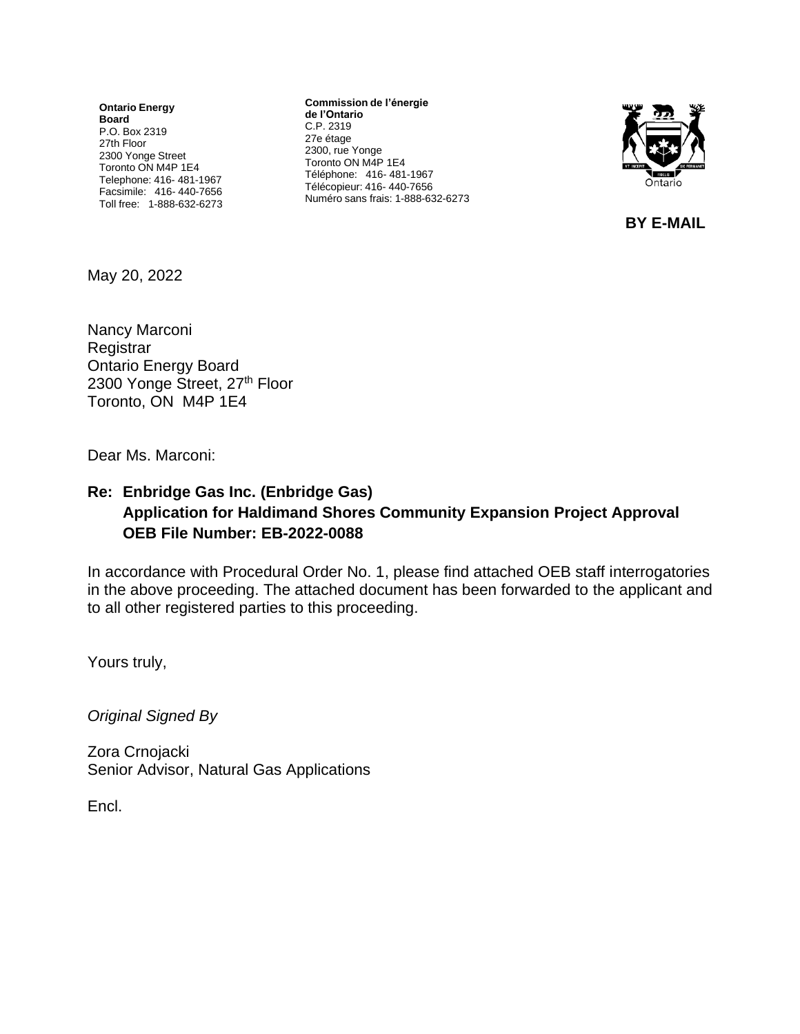**Ontario Energy Board**
P.O. Box 2319
27th Floor
2300 Yonge Street
Toronto ON M4P 1E4
Telephone: 416- 481-1967
Facsimile: 416- 440-7656
Toll free: 1-888-632-6273

**Commission de l'énergie de l'Ontario**
C.P. 2319
27e étage
2300, rue Yonge
Toronto ON M4P 1E4
Téléphone: 416- 481-1967
Télécopieur: 416- 440-7656
Numéro sans frais: 1-888-632-6273

**BY E-MAIL**

May 20, 2022

Nancy Marconi
Registrar
Ontario Energy Board
2300 Yonge Street, 27th Floor
Toronto, ON M4P 1E4

Dear Ms. Marconi:

**Re: Enbridge Gas Inc. (Enbridge Gas)**
**Application for Haldimand Shores Community Expansion Project Approval**
**OEB File Number: EB-2022-0088**

In accordance with Procedural Order No. 1, please find attached OEB staff interrogatories in the above proceeding. The attached document has been forwarded to the applicant and to all other registered parties to this proceeding.

Yours truly,

*Original Signed By*

Zora Crnojacki
Senior Advisor, Natural Gas Applications

Encl.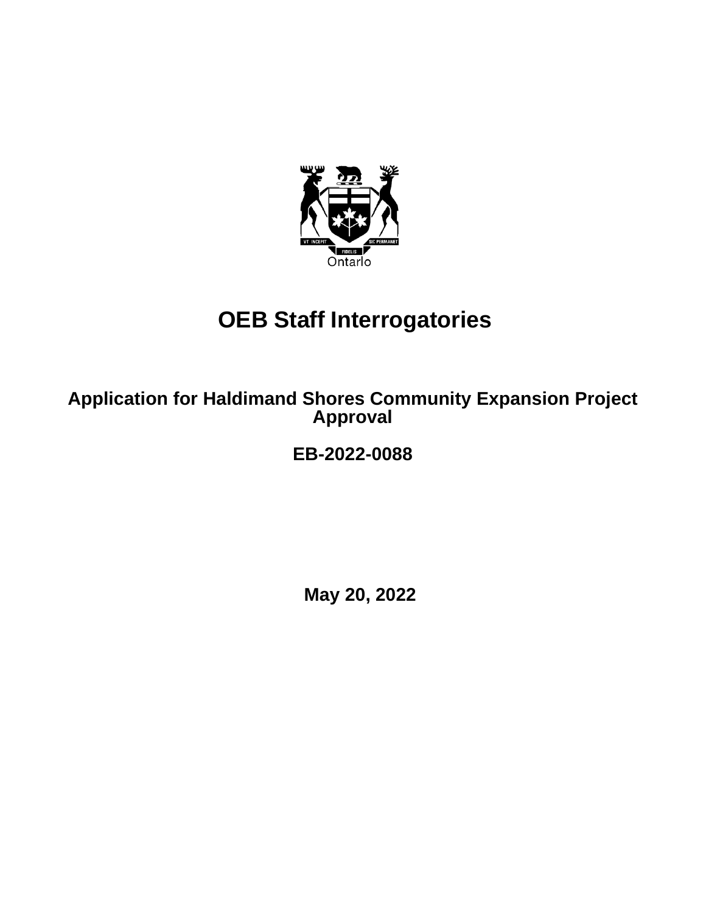Ontario

# OEB Staff Interrogatories

## Application for Haldimand Shores Community Expansion Project Approval

## EB-2022-0088

**May 20, 2022**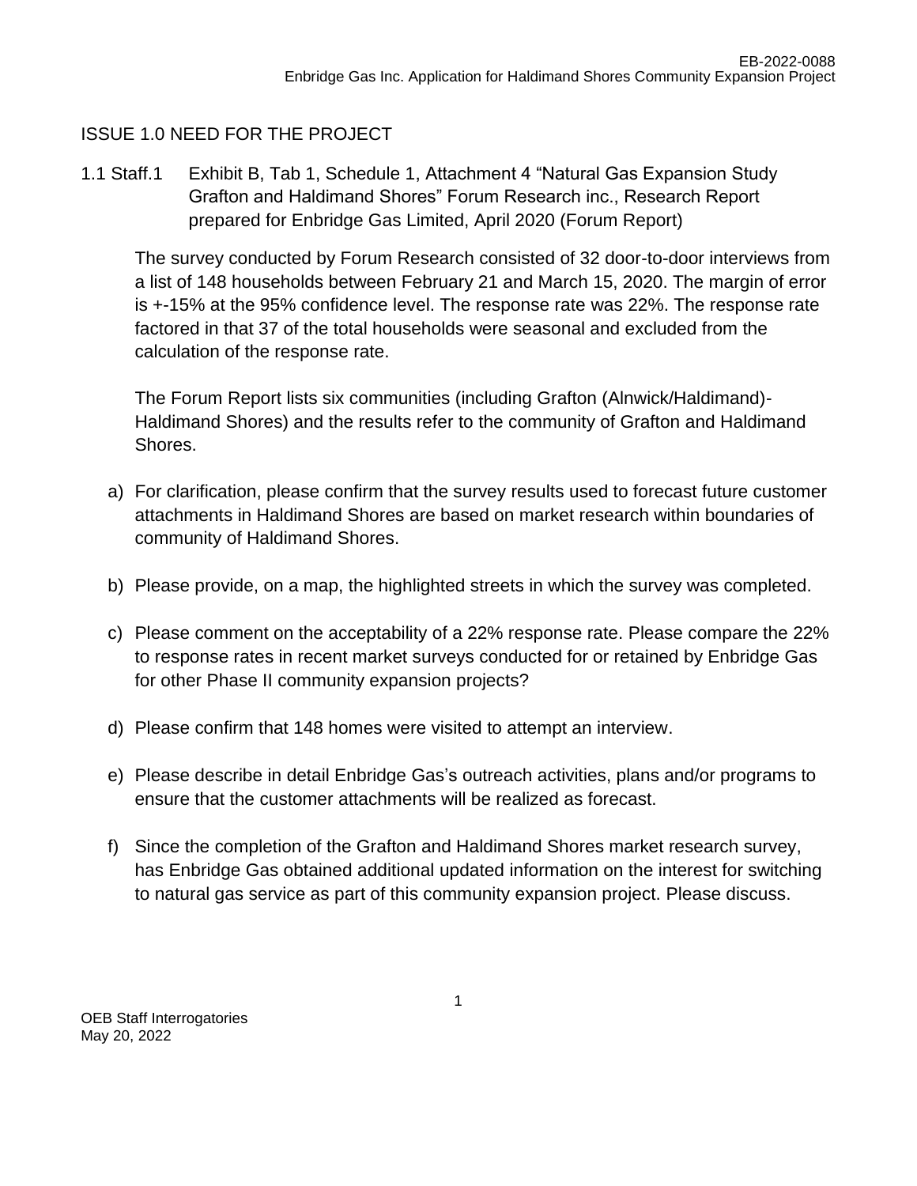## ISSUE 1.0 NEED FOR THE PROJECT

1.1 Staff.1 Exhibit B, Tab 1, Schedule 1, Attachment 4 "Natural Gas Expansion Study Grafton and Haldimand Shores" Forum Research inc., Research Report prepared for Enbridge Gas Limited, April 2020 (Forum Report)

The survey conducted by Forum Research consisted of 32 door-to-door interviews from a list of 148 households between February 21 and March 15, 2020. The margin of error is +-15% at the 95% confidence level. The response rate was 22%. The response rate factored in that 37 of the total households were seasonal and excluded from the calculation of the response rate.

The Forum Report lists six communities (including Grafton (Alnwick/Haldimand)-Haldimand Shores) and the results refer to the community of Grafton and Haldimand Shores.

a) For clarification, please confirm that the survey results used to forecast future customer attachments in Haldimand Shores are based on market research within boundaries of community of Haldimand Shores.

b) Please provide, on a map, the highlighted streets in which the survey was completed.

c) Please comment on the acceptability of a 22% response rate. Please compare the 22% to response rates in recent market surveys conducted for or retained by Enbridge Gas for other Phase II community expansion projects?

d) Please confirm that 148 homes were visited to attempt an interview.

e) Please describe in detail Enbridge Gas's outreach activities, plans and/or programs to ensure that the customer attachments will be realized as forecast.

f) Since the completion of the Grafton and Haldimand Shores market research survey, has Enbridge Gas obtained additional updated information on the interest for switching to natural gas service as part of this community expansion project. Please discuss.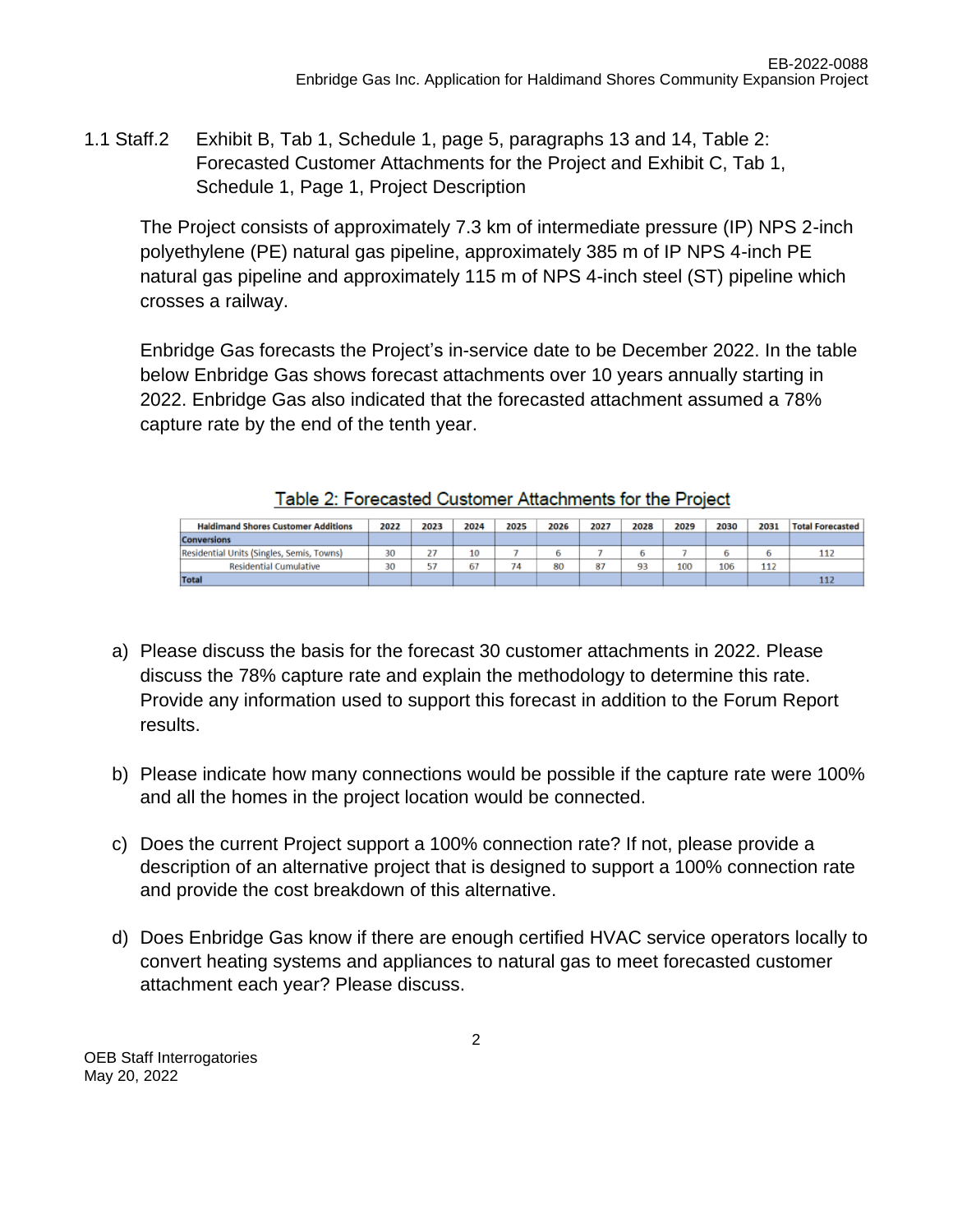1.1 Staff.2 Exhibit B, Tab 1, Schedule 1, page 5, paragraphs 13 and 14, Table 2: Forecasted Customer Attachments for the Project and Exhibit C, Tab 1, Schedule 1, Page 1, Project Description

The Project consists of approximately 7.3 km of intermediate pressure (IP) NPS 2-inch polyethylene (PE) natural gas pipeline, approximately 385 m of IP NPS 4-inch PE natural gas pipeline and approximately 115 m of NPS 4-inch steel (ST) pipeline which crosses a railway.

Enbridge Gas forecasts the Project's in-service date to be December 2022. In the table below Enbridge Gas shows forecast attachments over 10 years annually starting in 2022. Enbridge Gas also indicated that the forecasted attachment assumed a 78% capture rate by the end of the tenth year.

Table 2: Forecasted Customer Attachments for the Project

| Haldimand Shores Customer Additions | 2022 | 2023 | 2024 | 2025 | 2026 | 2027 | 2028 | 2029 | 2030 | 2031 | Total Forecasted |
|---|---|---|---|---|---|---|---|---|---|---|---|
| **Conversions** | | | | | | | | | | | |
| Residential Units (Singles, Semis, Towns) | 30 | 27 | 10 | 7 | 6 | 7 | 6 | 7 | 6 | 6 | 112 |
| Residential Cumulative | 30 | 57 | 67 | 74 | 80 | 87 | 93 | 100 | 106 | 112 | |
| **Total** | | | | | | | | | | | 112 |

a) Please discuss the basis for the forecast 30 customer attachments in 2022. Please discuss the 78% capture rate and explain the methodology to determine this rate. Provide any information used to support this forecast in addition to the Forum Report results.

b) Please indicate how many connections would be possible if the capture rate were 100% and all the homes in the project location would be connected.

c) Does the current Project support a 100% connection rate? If not, please provide a description of an alternative project that is designed to support a 100% connection rate and provide the cost breakdown of this alternative.

d) Does Enbridge Gas know if there are enough certified HVAC service operators locally to convert heating systems and appliances to natural gas to meet forecasted customer attachment each year? Please discuss.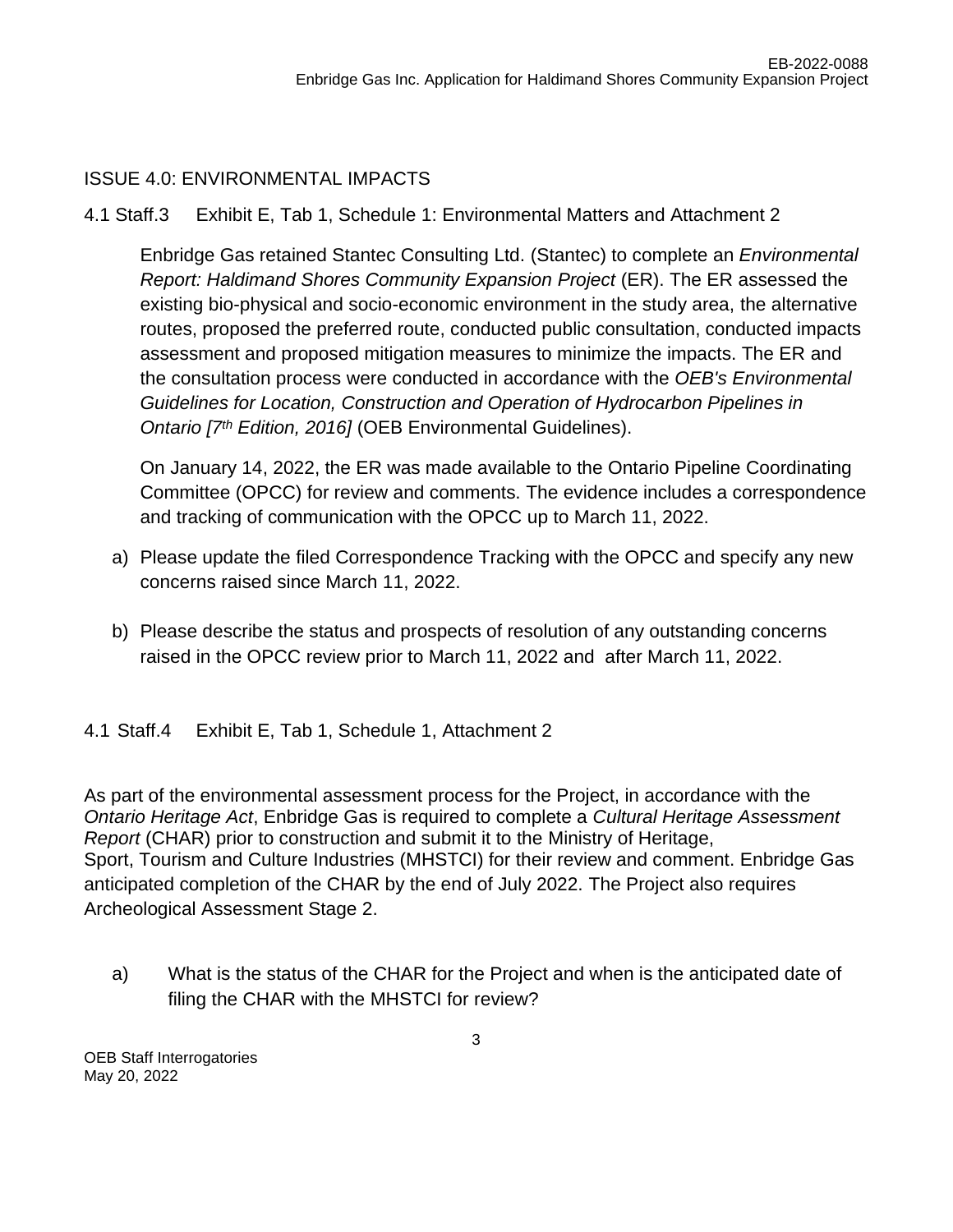## ISSUE 4.0: ENVIRONMENTAL IMPACTS

4.1 Staff.3 Exhibit E, Tab 1, Schedule 1: Environmental Matters and Attachment 2

Enbridge Gas retained Stantec Consulting Ltd. (Stantec) to complete an *Environmental Report: Haldimand Shores Community Expansion Project* (ER). The ER assessed the existing bio-physical and socio-economic environment in the study area, the alternative routes, proposed the preferred route, conducted public consultation, conducted impacts assessment and proposed mitigation measures to minimize the impacts. The ER and the consultation process were conducted in accordance with the *OEB's Environmental Guidelines for Location, Construction and Operation of Hydrocarbon Pipelines in Ontario [7th Edition, 2016]* (OEB Environmental Guidelines).

On January 14, 2022, the ER was made available to the Ontario Pipeline Coordinating Committee (OPCC) for review and comments. The evidence includes a correspondence and tracking of communication with the OPCC up to March 11, 2022.

a) Please update the filed Correspondence Tracking with the OPCC and specify any new concerns raised since March 11, 2022.

b) Please describe the status and prospects of resolution of any outstanding concerns raised in the OPCC review prior to March 11, 2022 and after March 11, 2022.

4.1 Staff.4 Exhibit E, Tab 1, Schedule 1, Attachment 2

As part of the environmental assessment process for the Project, in accordance with the *Ontario Heritage Act*, Enbridge Gas is required to complete a *Cultural Heritage Assessment Report* (CHAR) prior to construction and submit it to the Ministry of Heritage, Sport, Tourism and Culture Industries (MHSTCI) for their review and comment. Enbridge Gas anticipated completion of the CHAR by the end of July 2022. The Project also requires Archeological Assessment Stage 2.

a) What is the status of the CHAR for the Project and when is the anticipated date of filing the CHAR with the MHSTCI for review?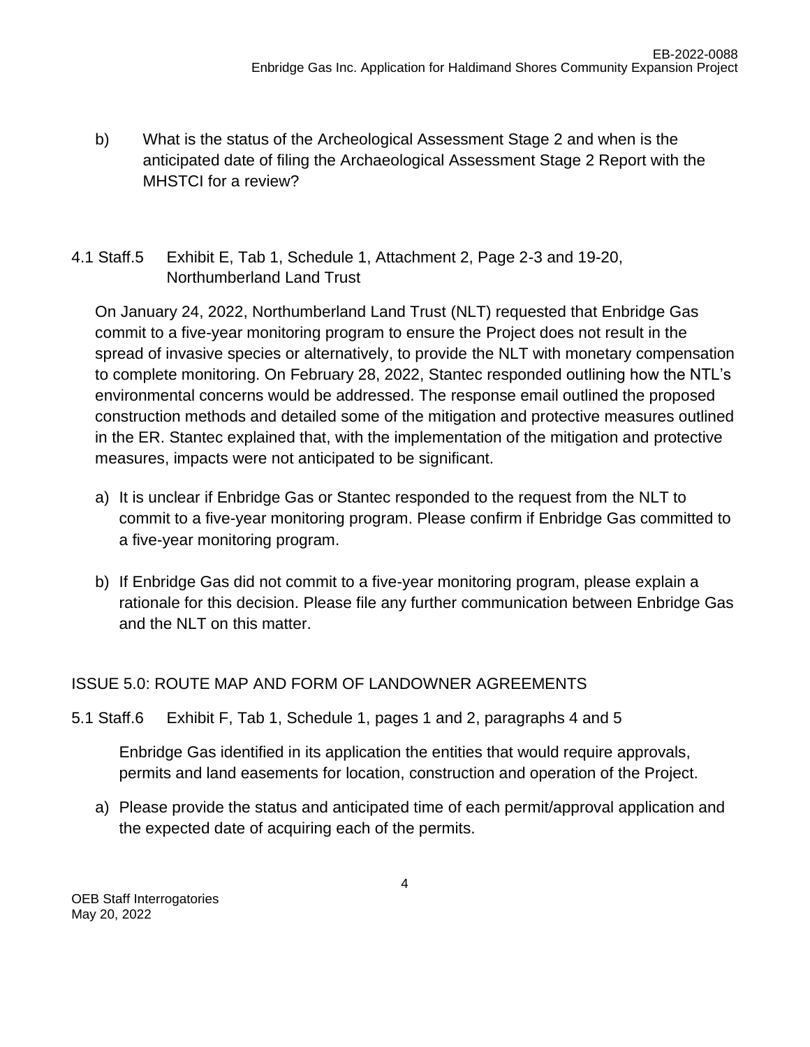b) What is the status of the Archeological Assessment Stage 2 and when is the anticipated date of filing the Archaeological Assessment Stage 2 Report with the MHSTCI for a review?

4.1 Staff.5 Exhibit E, Tab 1, Schedule 1, Attachment 2, Page 2-3 and 19-20, Northumberland Land Trust

On January 24, 2022, Northumberland Land Trust (NLT) requested that Enbridge Gas commit to a five-year monitoring program to ensure the Project does not result in the spread of invasive species or alternatively, to provide the NLT with monetary compensation to complete monitoring. On February 28, 2022, Stantec responded outlining how the NTL's environmental concerns would be addressed. The response email outlined the proposed construction methods and detailed some of the mitigation and protective measures outlined in the ER. Stantec explained that, with the implementation of the mitigation and protective measures, impacts were not anticipated to be significant.

a) It is unclear if Enbridge Gas or Stantec responded to the request from the NLT to commit to a five-year monitoring program. Please confirm if Enbridge Gas committed to a five-year monitoring program.

b) If Enbridge Gas did not commit to a five-year monitoring program, please explain a rationale for this decision. Please file any further communication between Enbridge Gas and the NLT on this matter.

## ISSUE 5.0: ROUTE MAP AND FORM OF LANDOWNER AGREEMENTS

5.1 Staff.6 Exhibit F, Tab 1, Schedule 1, pages 1 and 2, paragraphs 4 and 5

Enbridge Gas identified in its application the entities that would require approvals, permits and land easements for location, construction and operation of the Project.

a) Please provide the status and anticipated time of each permit/approval application and the expected date of acquiring each of the permits.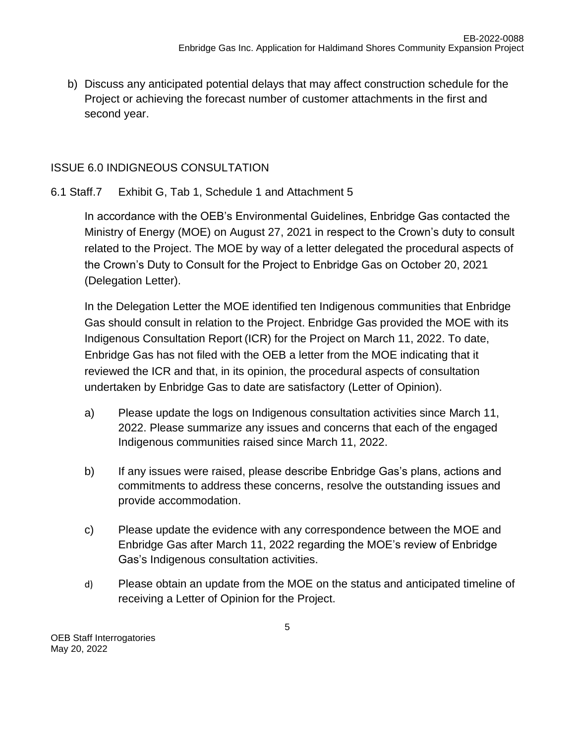b) Discuss any anticipated potential delays that may affect construction schedule for the Project or achieving the forecast number of customer attachments in the first and second year.

## ISSUE 6.0 INDIGNEOUS CONSULTATION

### 6.1 Staff.7 Exhibit G, Tab 1, Schedule 1 and Attachment 5

In accordance with the OEB's Environmental Guidelines, Enbridge Gas contacted the Ministry of Energy (MOE) on August 27, 2021 in respect to the Crown's duty to consult related to the Project. The MOE by way of a letter delegated the procedural aspects of the Crown's Duty to Consult for the Project to Enbridge Gas on October 20, 2021 (Delegation Letter).

In the Delegation Letter the MOE identified ten Indigenous communities that Enbridge Gas should consult in relation to the Project. Enbridge Gas provided the MOE with its Indigenous Consultation Report (ICR) for the Project on March 11, 2022. To date, Enbridge Gas has not filed with the OEB a letter from the MOE indicating that it reviewed the ICR and that, in its opinion, the procedural aspects of consultation undertaken by Enbridge Gas to date are satisfactory (Letter of Opinion).

a) Please update the logs on Indigenous consultation activities since March 11, 2022. Please summarize any issues and concerns that each of the engaged Indigenous communities raised since March 11, 2022.

b) If any issues were raised, please describe Enbridge Gas's plans, actions and commitments to address these concerns, resolve the outstanding issues and provide accommodation.

c) Please update the evidence with any correspondence between the MOE and Enbridge Gas after March 11, 2022 regarding the MOE's review of Enbridge Gas's Indigenous consultation activities.

d) Please obtain an update from the MOE on the status and anticipated timeline of receiving a Letter of Opinion for the Project.